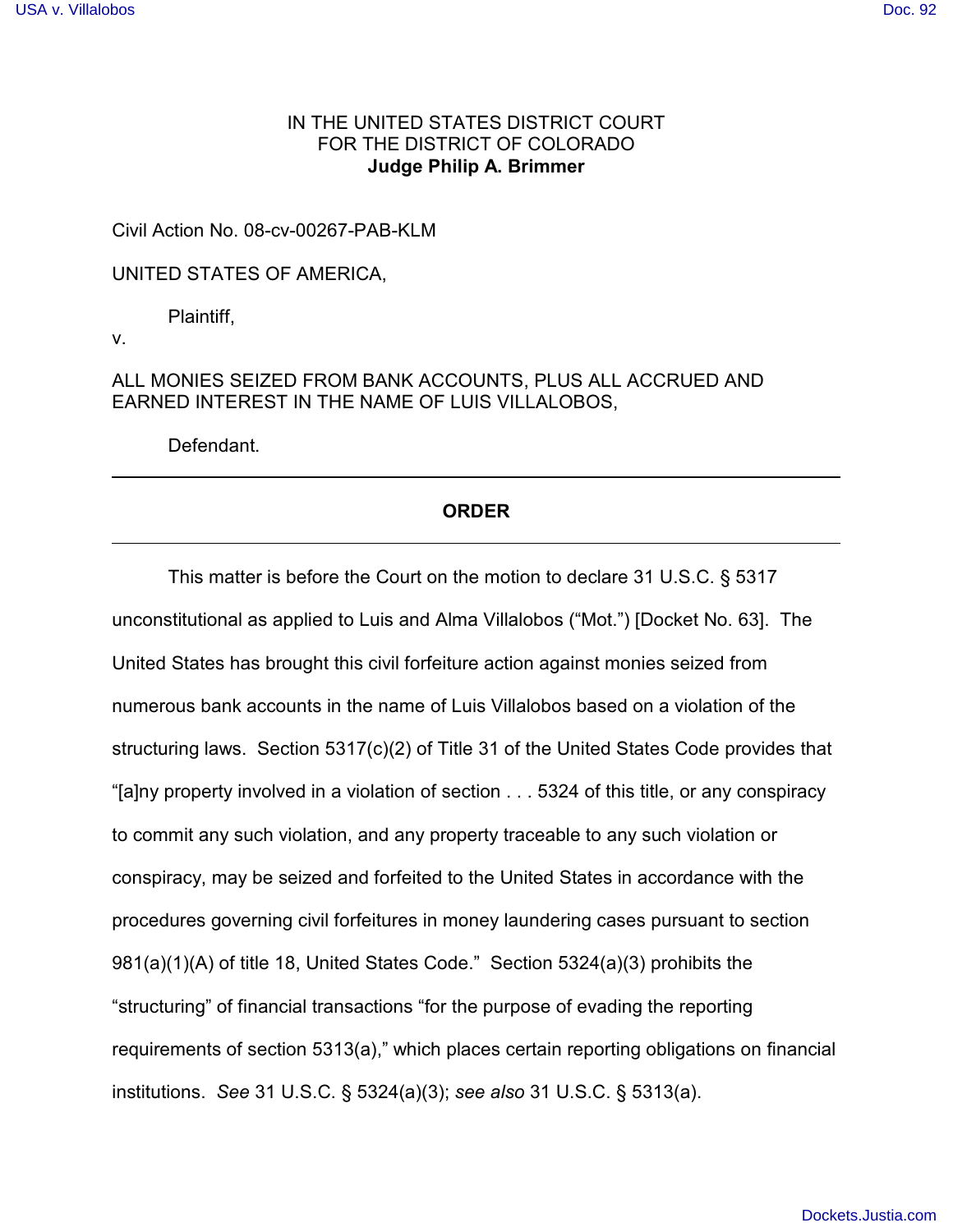IN THE UNITED STATES DISTRICT COURT
FOR THE DISTRICT OF COLORADO
**Judge Philip A. Brimmer**

Civil Action No. 08-cv-00267-PAB-KLM

UNITED STATES OF AMERICA,

Plaintiff,

v.

ALL MONIES SEIZED FROM BANK ACCOUNTS, PLUS ALL ACCRUED AND EARNED INTEREST IN THE NAME OF LUIS VILLALOBOS,

Defendant.

---

**ORDER**

---

This matter is before the Court on the motion to declare 31 U.S.C. § 5317 unconstitutional as applied to Luis and Alma Villalobos ("Mot.") [Docket No. 63]. The United States has brought this civil forfeiture action against monies seized from numerous bank accounts in the name of Luis Villalobos based on a violation of the structuring laws. Section 5317(c)(2) of Title 31 of the United States Code provides that "[a]ny property involved in a violation of section . . . 5324 of this title, or any conspiracy to commit any such violation, and any property traceable to any such violation or conspiracy, may be seized and forfeited to the United States in accordance with the procedures governing civil forfeitures in money laundering cases pursuant to section 981(a)(1)(A) of title 18, United States Code." Section 5324(a)(3) prohibits the "structuring" of financial transactions "for the purpose of evading the reporting requirements of section 5313(a)," which places certain reporting obligations on financial institutions. *See* 31 U.S.C. § 5324(a)(3); *see also* 31 U.S.C. § 5313(a).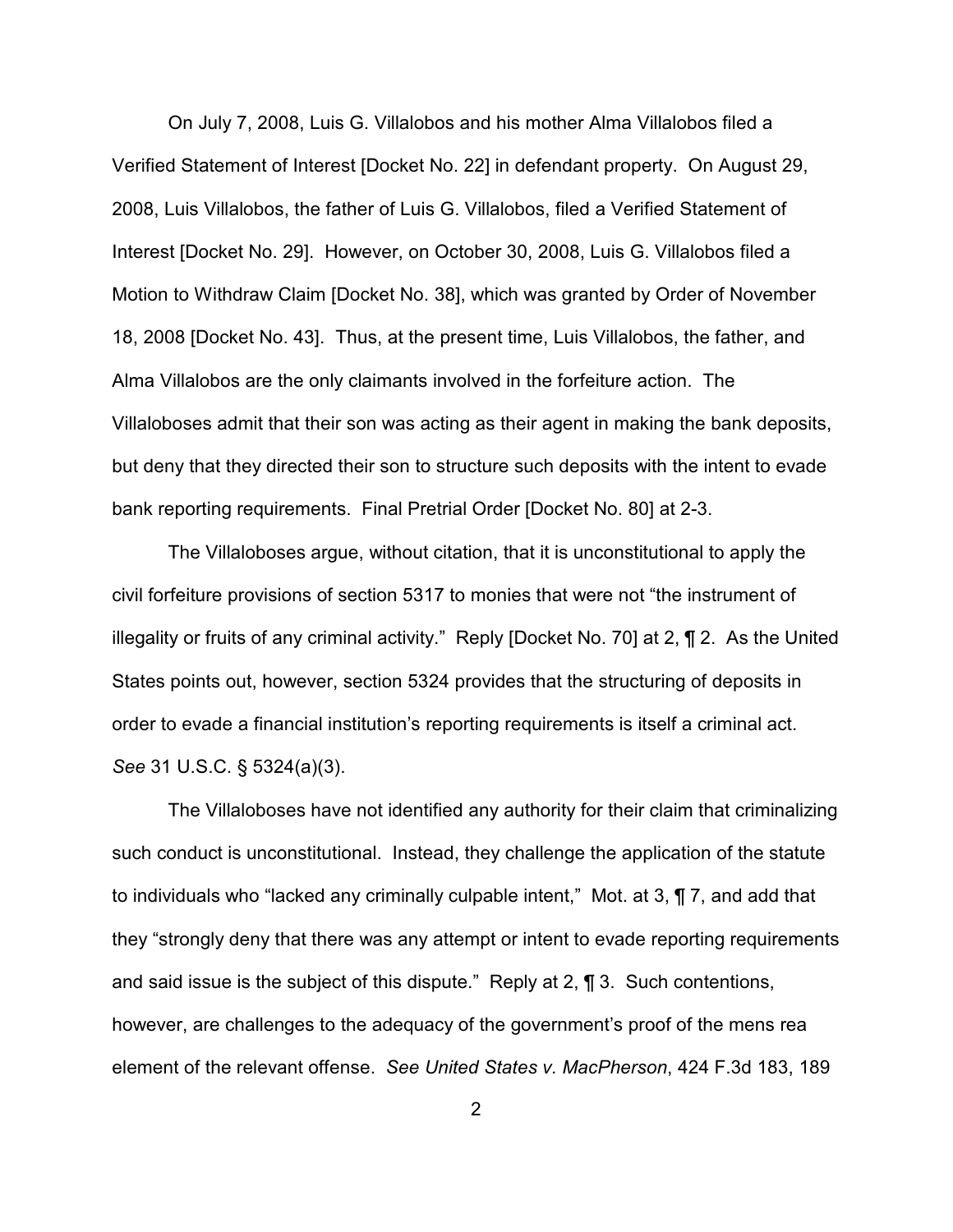On July 7, 2008, Luis G. Villalobos and his mother Alma Villalobos filed a Verified Statement of Interest [Docket No. 22] in defendant property. On August 29, 2008, Luis Villalobos, the father of Luis G. Villalobos, filed a Verified Statement of Interest [Docket No. 29]. However, on October 30, 2008, Luis G. Villalobos filed a Motion to Withdraw Claim [Docket No. 38], which was granted by Order of November 18, 2008 [Docket No. 43]. Thus, at the present time, Luis Villalobos, the father, and Alma Villalobos are the only claimants involved in the forfeiture action. The Villaloboses admit that their son was acting as their agent in making the bank deposits, but deny that they directed their son to structure such deposits with the intent to evade bank reporting requirements. Final Pretrial Order [Docket No. 80] at 2-3.

The Villaloboses argue, without citation, that it is unconstitutional to apply the civil forfeiture provisions of section 5317 to monies that were not "the instrument of illegality or fruits of any criminal activity." Reply [Docket No. 70] at 2, ¶ 2. As the United States points out, however, section 5324 provides that the structuring of deposits in order to evade a financial institution's reporting requirements is itself a criminal act. *See* 31 U.S.C. § 5324(a)(3).

The Villaloboses have not identified any authority for their claim that criminalizing such conduct is unconstitutional. Instead, they challenge the application of the statute to individuals who "lacked any criminally culpable intent," Mot. at 3, ¶ 7, and add that they "strongly deny that there was any attempt or intent to evade reporting requirements and said issue is the subject of this dispute." Reply at 2, ¶ 3. Such contentions, however, are challenges to the adequacy of the government's proof of the mens rea element of the relevant offense. *See United States v. MacPherson*, 424 F.3d 183, 189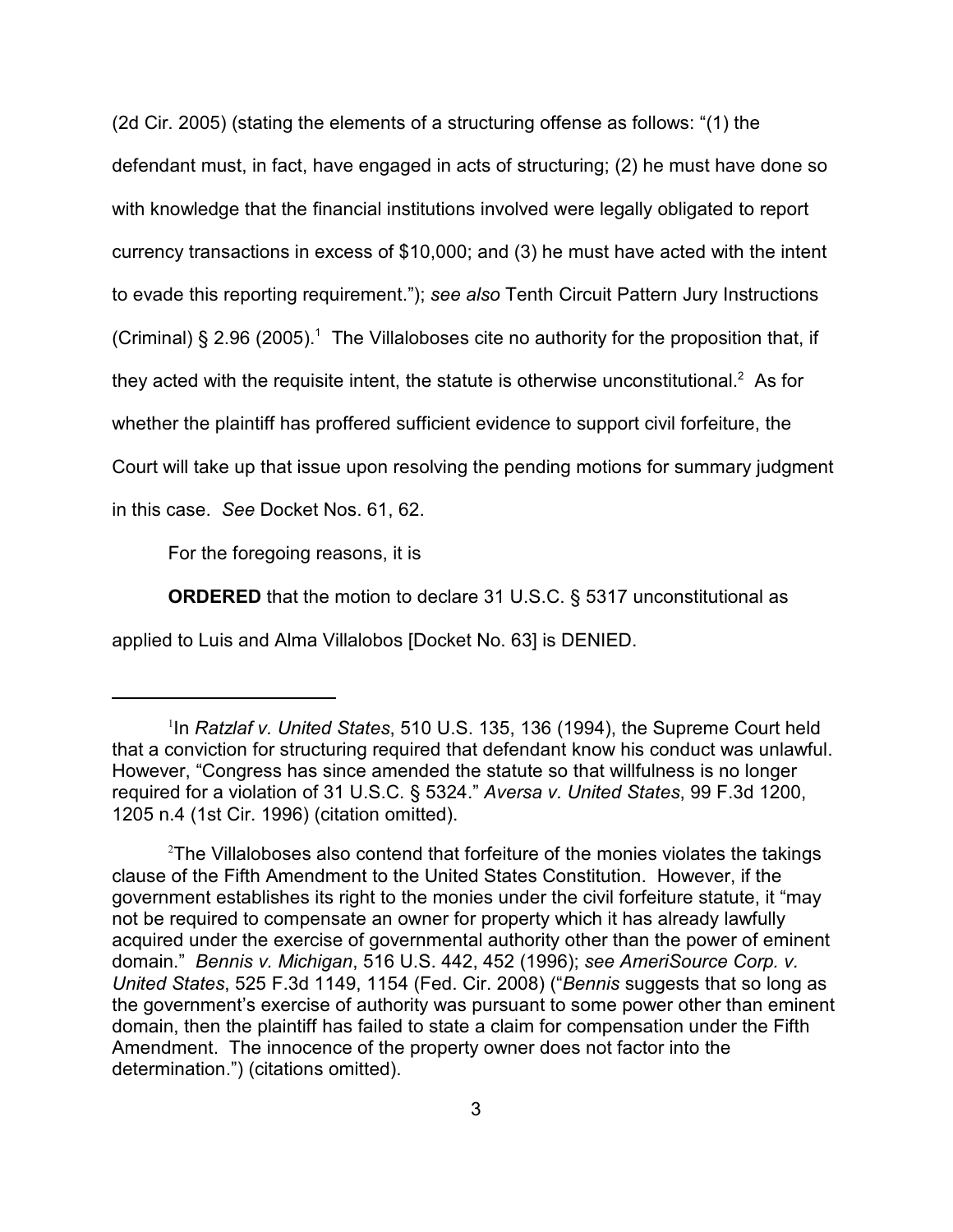(2d Cir. 2005) (stating the elements of a structuring offense as follows: "(1) the defendant must, in fact, have engaged in acts of structuring; (2) he must have done so with knowledge that the financial institutions involved were legally obligated to report currency transactions in excess of $10,000; and (3) he must have acted with the intent to evade this reporting requirement."); *see also* Tenth Circuit Pattern Jury Instructions (Criminal) § 2.96 (2005).[1] The Villaloboses cite no authority for the proposition that, if they acted with the requisite intent, the statute is otherwise unconstitutional.[2] As for whether the plaintiff has proffered sufficient evidence to support civil forfeiture, the Court will take up that issue upon resolving the pending motions for summary judgment in this case. *See* Docket Nos. 61, 62.

For the foregoing reasons, it is

**ORDERED** that the motion to declare 31 U.S.C. § 5317 unconstitutional as applied to Luis and Alma Villalobos [Docket No. 63] is DENIED.

---

[1] In *Ratzlaf v. United States*, 510 U.S. 135, 136 (1994), the Supreme Court held that a conviction for structuring required that defendant know his conduct was unlawful. However, "Congress has since amended the statute so that willfulness is no longer required for a violation of 31 U.S.C. § 5324." *Aversa v. United States*, 99 F.3d 1200, 1205 n.4 (1st Cir. 1996) (citation omitted).

[2] The Villaloboses also contend that forfeiture of the monies violates the takings clause of the Fifth Amendment to the United States Constitution. However, if the government establishes its right to the monies under the civil forfeiture statute, it "may not be required to compensate an owner for property which it has already lawfully acquired under the exercise of governmental authority other than the power of eminent domain." *Bennis v. Michigan*, 516 U.S. 442, 452 (1996); *see AmeriSource Corp. v. United States*, 525 F.3d 1149, 1154 (Fed. Cir. 2008) ("*Bennis* suggests that so long as the government's exercise of authority was pursuant to some power other than eminent domain, then the plaintiff has failed to state a claim for compensation under the Fifth Amendment. The innocence of the property owner does not factor into the determination.") (citations omitted).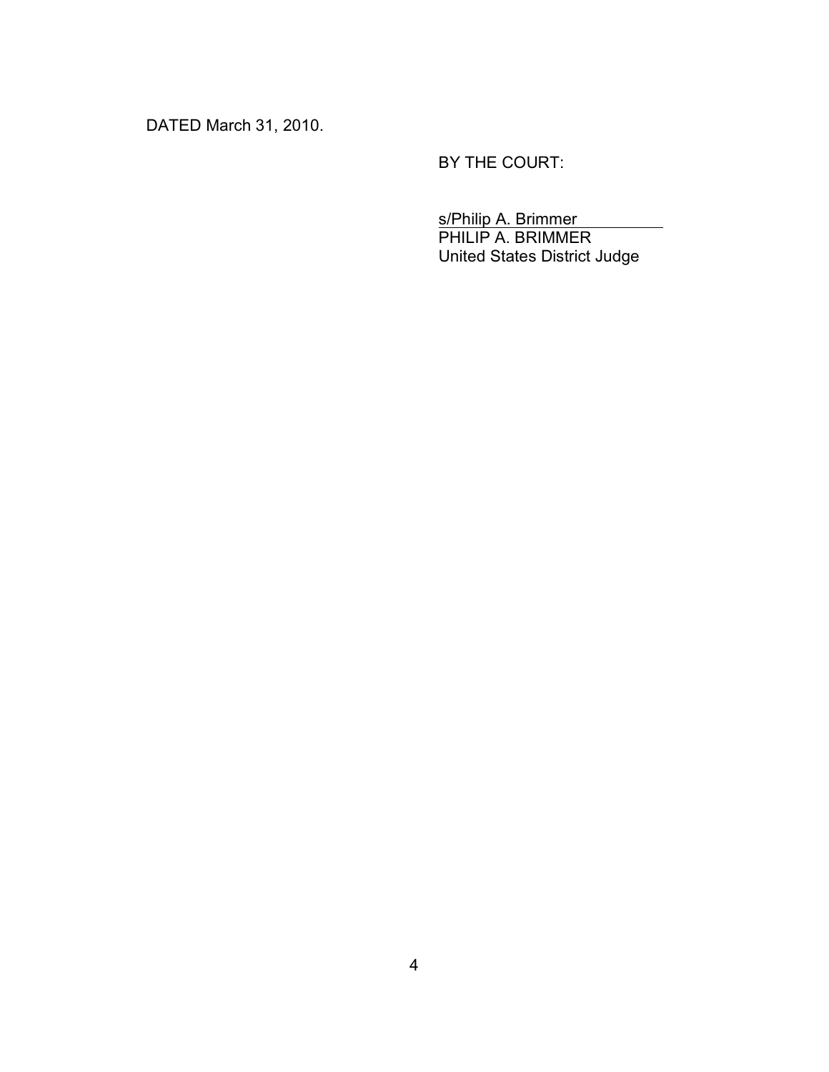DATED March 31, 2010.

BY THE COURT:

s/Philip A. Brimmer
PHILIP A. BRIMMER
United States District Judge